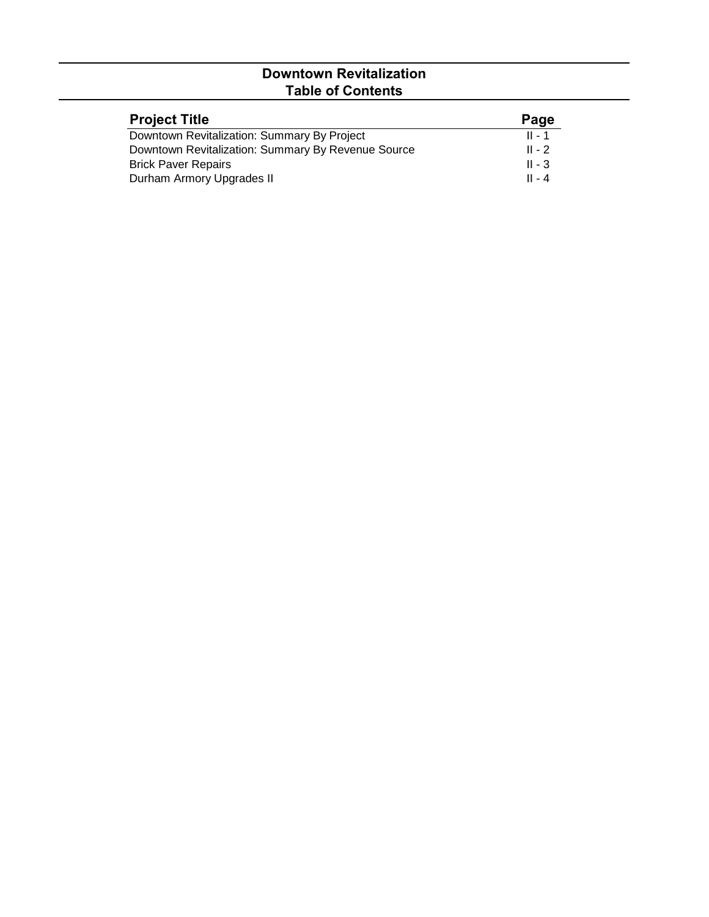# Downtown Revitalization
## Table of Contents

| Project Title | Page |
|---|---|
| Downtown Revitalization: Summary By Project | II - 1 |
| Downtown Revitalization: Summary By Revenue Source | II - 2 |
| Brick Paver Repairs | II - 3 |
| Durham Armory Upgrades II | II - 4 |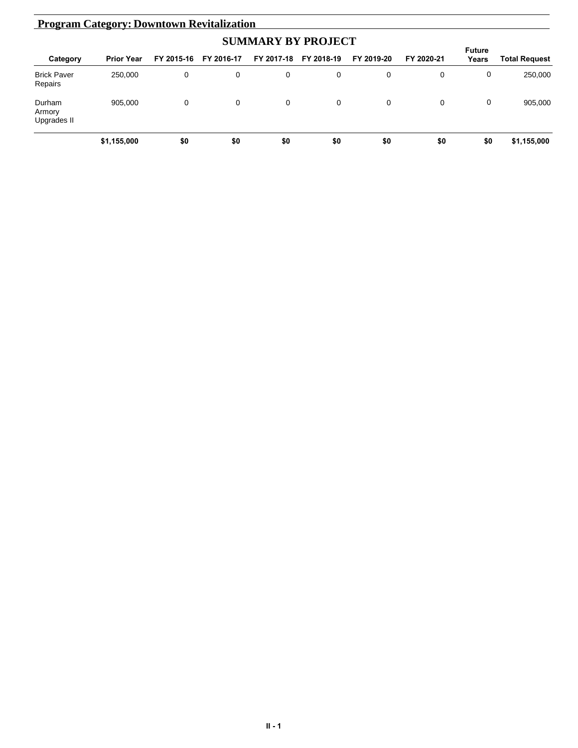## Program Category: Downtown Revitalization

### SUMMARY BY PROJECT

| Category | Prior Year | FY 2015-16 | FY 2016-17 | FY 2017-18 | FY 2018-19 | FY 2019-20 | FY 2020-21 | Future Years | Total Request |
|---|---|---|---|---|---|---|---|---|---|
| Brick Paver Repairs | 250,000 | 0 | 0 | 0 | 0 | 0 | 0 | 0 | 250,000 |
| Durham Armory Upgrades II | 905,000 | 0 | 0 | 0 | 0 | 0 | 0 | 0 | 905,000 |
| | **$1,155,000** | **$0** | **$0** | **$0** | **$0** | **$0** | **$0** | **$0** | **$1,155,000** |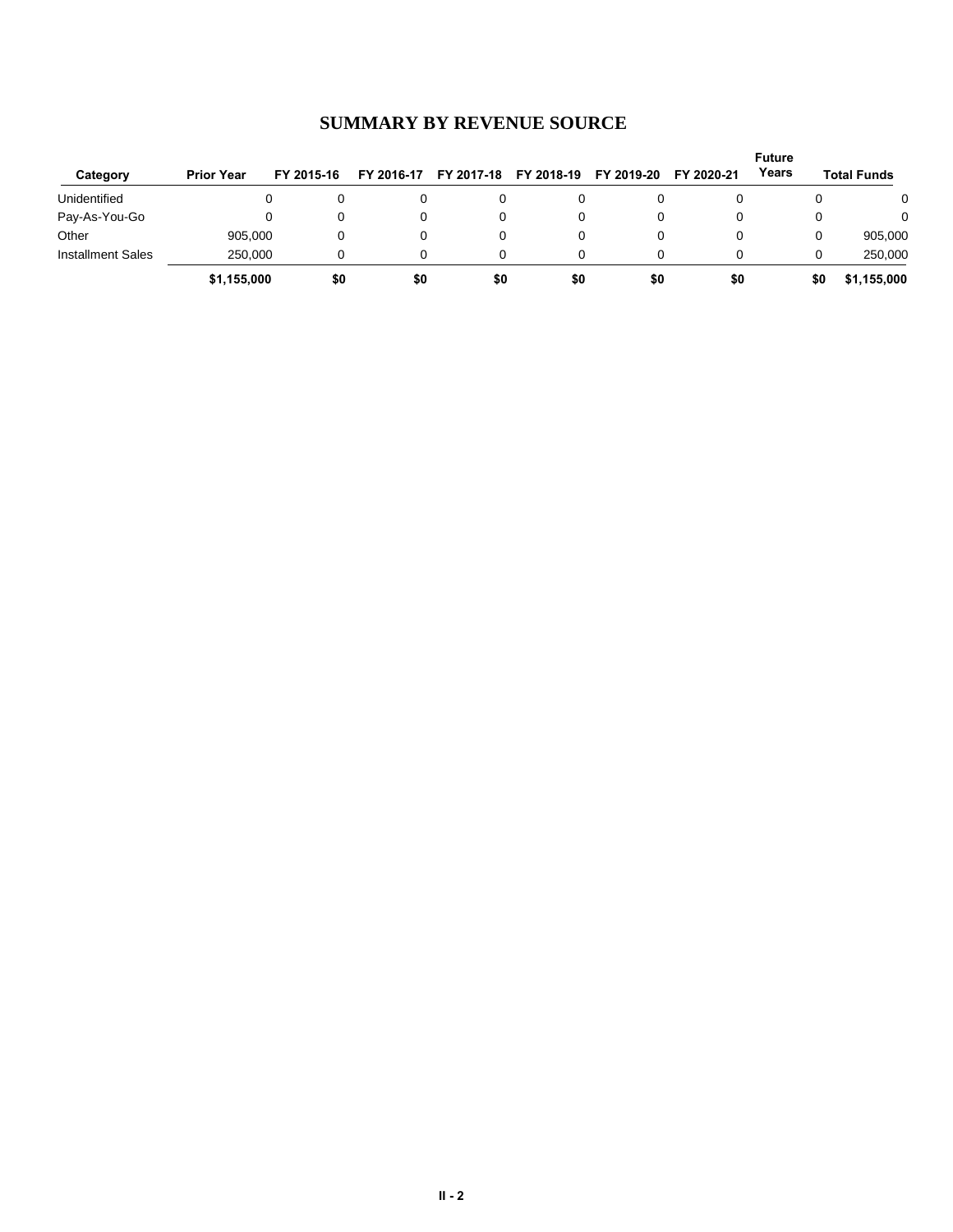# SUMMARY BY REVENUE SOURCE

| Category | Prior Year | FY 2015-16 | FY 2016-17 | FY 2017-18 | FY 2018-19 | FY 2019-20 | FY 2020-21 | Future Years | Total Funds |
|---|---|---|---|---|---|---|---|---|---|
| Unidentified | 0 | 0 | 0 | 0 | 0 | 0 | 0 | 0 | 0 |
| Pay-As-You-Go | 0 | 0 | 0 | 0 | 0 | 0 | 0 | 0 | 0 |
| Other | 905,000 | 0 | 0 | 0 | 0 | 0 | 0 | 0 | 905,000 |
| Installment Sales | 250,000 | 0 | 0 | 0 | 0 | 0 | 0 | 0 | 250,000 |
| | **$1,155,000** | **$0** | **$0** | **$0** | **$0** | **$0** | **$0** | **$0** | **$1,155,000** |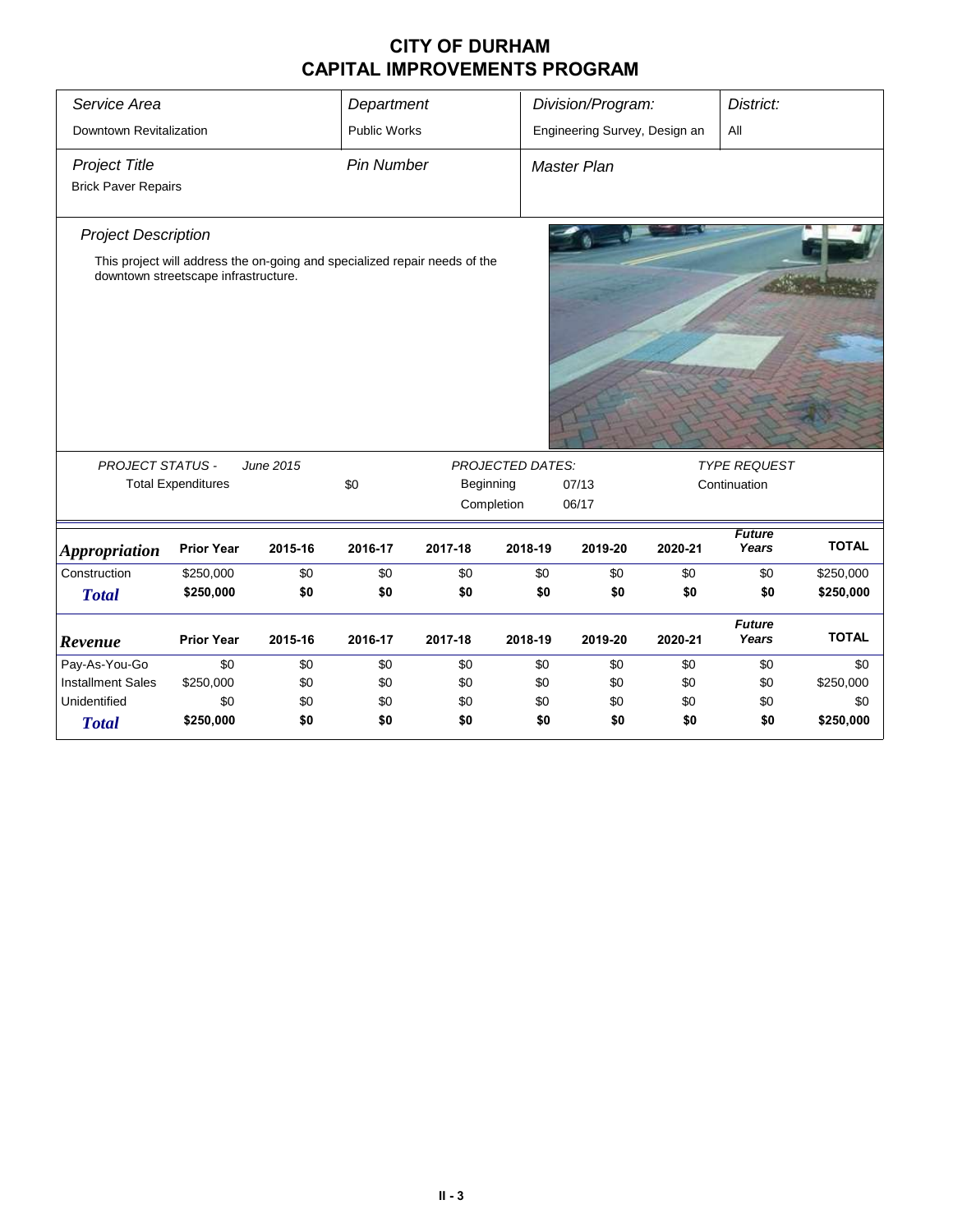# CITY OF DURHAM
# CAPITAL IMPROVEMENTS PROGRAM

| *Service Area* | *Department* | *Division/Program:* | *District:* |
|---|---|---|---|
| Downtown Revitalization | Public Works | Engineering Survey, Design an | All |

| *Project Title* | *Pin Number* | *Master Plan* |
|---|---|---|
| Brick Paver Repairs | | |

*Project Description*

This project will address the on-going and specialized repair needs of the downtown streetscape infrastructure.

| *PROJECT STATUS -* | *June 2015* | *PROJECTED DATES:* | | *TYPE REQUEST* |
|---|---|---|---|---|
| Total Expenditures | $0 | Beginning | 07/13 | Continuation |
| | | Completion | 06/17 | |

| *Appropriation* | Prior Year | 2015-16 | 2016-17 | 2017-18 | 2018-19 | 2019-20 | 2020-21 | *Future Years* | TOTAL |
|---|---|---|---|---|---|---|---|---|---|
| Construction | $250,000 | $0 | $0 | $0 | $0 | $0 | $0 | $0 | $250,000 |
| ***Total*** | **$250,000** | **$0** | **$0** | **$0** | **$0** | **$0** | **$0** | **$0** | **$250,000** |

| *Revenue* | Prior Year | 2015-16 | 2016-17 | 2017-18 | 2018-19 | 2019-20 | 2020-21 | *Future Years* | TOTAL |
|---|---|---|---|---|---|---|---|---|---|
| Pay-As-You-Go | $0 | $0 | $0 | $0 | $0 | $0 | $0 | $0 | $0 |
| Installment Sales | $250,000 | $0 | $0 | $0 | $0 | $0 | $0 | $0 | $250,000 |
| Unidentified | $0 | $0 | $0 | $0 | $0 | $0 | $0 | $0 | $0 |
| ***Total*** | **$250,000** | **$0** | **$0** | **$0** | **$0** | **$0** | **$0** | **$0** | **$250,000** |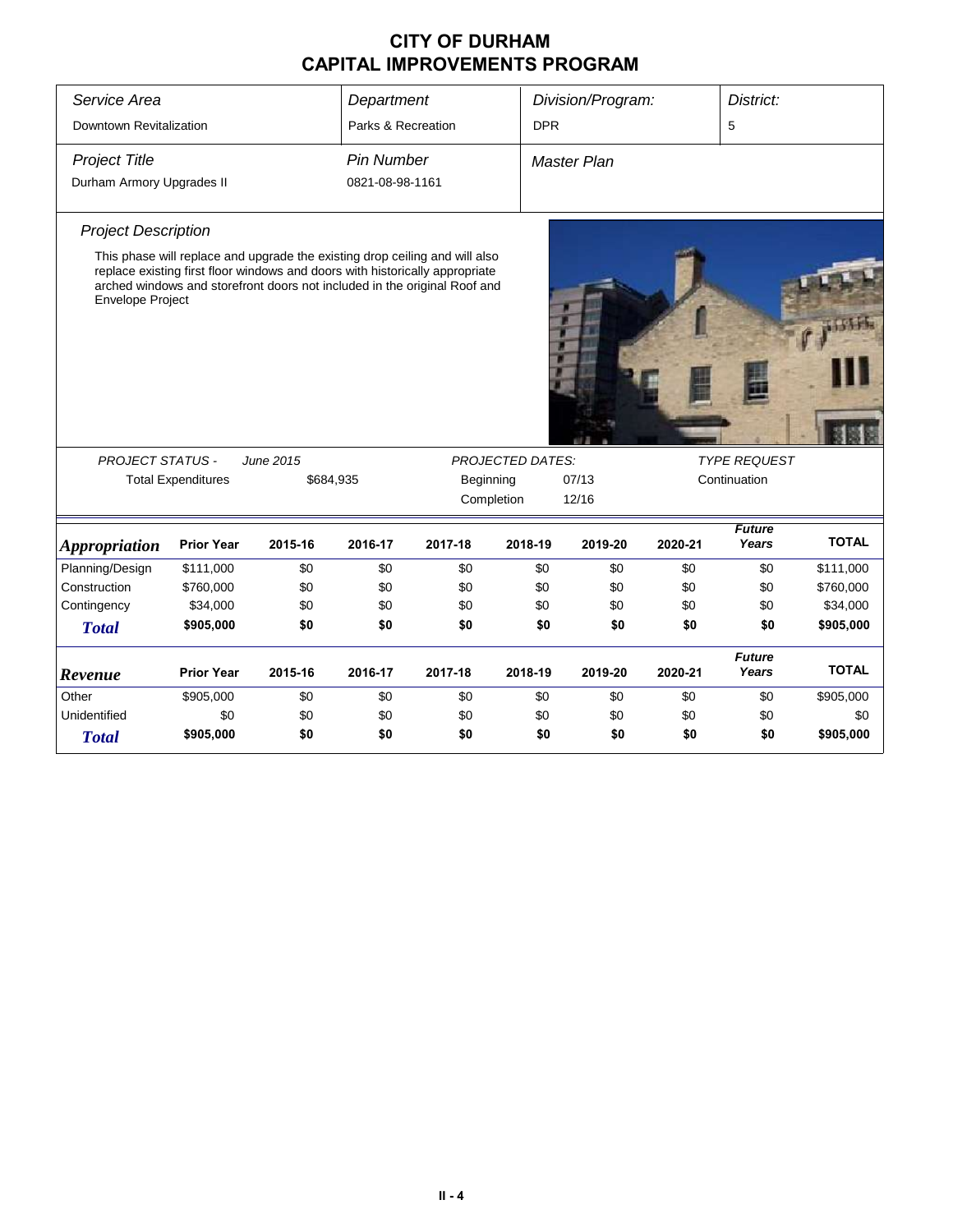# CITY OF DURHAM
# CAPITAL IMPROVEMENTS PROGRAM

| Service Area | Department | Division/Program: | District: |
|---|---|---|---|
| Downtown Revitalization | Parks & Recreation | DPR | 5 |
| **Project Title** | **Pin Number** | **Master Plan** | |
| Durham Armory Upgrades II | 0821-08-98-1161 | | |

### Project Description

This phase will replace and upgrade the existing drop ceiling and will also replace existing first floor windows and doors with historically appropriate arched windows and storefront doors not included in the original Roof and Envelope Project

| PROJECT STATUS - | June 2015 | PROJECTED DATES: | | TYPE REQUEST |
|---|---|---|---|---|
| Total Expenditures | $684,935 | Beginning | 07/13 | Continuation |
| | | Completion | 12/16 | |

| Appropriation | Prior Year | 2015-16 | 2016-17 | 2017-18 | 2018-19 | 2019-20 | 2020-21 | Future Years | TOTAL |
|---|---|---|---|---|---|---|---|---|---|
| Planning/Design | $111,000 | $0 | $0 | $0 | $0 | $0 | $0 | $0 | $111,000 |
| Construction | $760,000 | $0 | $0 | $0 | $0 | $0 | $0 | $0 | $760,000 |
| Contingency | $34,000 | $0 | $0 | $0 | $0 | $0 | $0 | $0 | $34,000 |
| **Total** | **$905,000** | **$0** | **$0** | **$0** | **$0** | **$0** | **$0** | **$0** | **$905,000** |

| Revenue | Prior Year | 2015-16 | 2016-17 | 2017-18 | 2018-19 | 2019-20 | 2020-21 | Future Years | TOTAL |
|---|---|---|---|---|---|---|---|---|---|
| Other | $905,000 | $0 | $0 | $0 | $0 | $0 | $0 | $0 | $905,000 |
| Unidentified | $0 | $0 | $0 | $0 | $0 | $0 | $0 | $0 | $0 |
| **Total** | **$905,000** | **$0** | **$0** | **$0** | **$0** | **$0** | **$0** | **$0** | **$905,000** |